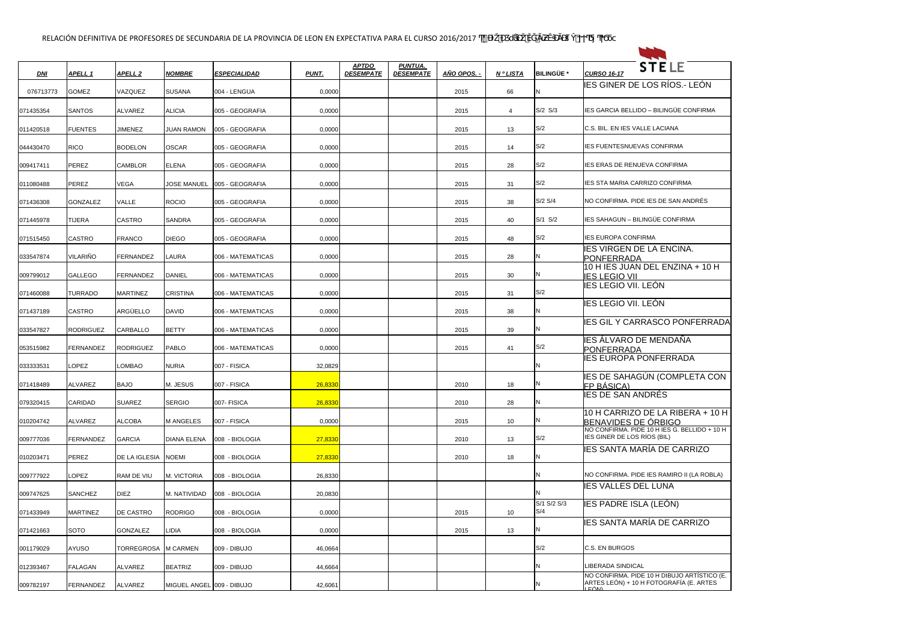RELACIÓN DEFINITIVA DE PROFESORES DE SECUNDARIA DE LA PROVINCIA DE LEON EN EXPECTATIVA PARA EL CURSO 2016/2017

STELE

| DNI | APELL 1 | APELL 2 | NOMBRE | ESPECIALIDAD | PUNT. | APTDO DESEMPATE | PUNTUA. DESEMPATE | AÑO OPOS. - | Nº LISTA | BILINGÜE * | CURSO 16-17 |
|---|---|---|---|---|---|---|---|---|---|---|---|
| 076713773 | GOMEZ | VAZQUEZ | SUSANA | 004 - LENGUA | 0,0000 | | | 2015 | 66 | N | IES GINER DE LOS RÍOS.- LEÓN |
| 071435354 | SANTOS | ALVAREZ | ALICIA | 005 - GEOGRAFIA | 0,0000 | | | 2015 | 4 | S/2 S/3 | IES GARCIA BELLIDO – BILINGÜE CONFIRMA |
| 011420518 | FUENTES | JIMENEZ | JUAN RAMON | 005 - GEOGRAFIA | 0,0000 | | | 2015 | 13 | S/2 | C.S. BIL. EN IES VALLE LACIANA |
| 044430470 | RICO | BODELON | OSCAR | 005 - GEOGRAFIA | 0,0000 | | | 2015 | 14 | S/2 | IES FUENTESNUEVAS CONFIRMA |
| 009417411 | PEREZ | CAMBLOR | ELENA | 005 - GEOGRAFIA | 0,0000 | | | 2015 | 28 | S/2 | IES ERAS DE RENUEVA CONFIRMA |
| 011080488 | PEREZ | VEGA | JOSE MANUEL | 005 - GEOGRAFIA | 0,0000 | | | 2015 | 31 | S/2 | IES STA MARIA CARRIZO CONFIRMA |
| 071436308 | GONZALEZ | VALLE | ROCIO | 005 - GEOGRAFIA | 0,0000 | | | 2015 | 38 | S/2 S/4 | NO CONFIRMA. PIDE IES DE SAN ANDRÉS |
| 071445978 | TIJERA | CASTRO | SANDRA | 005 - GEOGRAFIA | 0,0000 | | | 2015 | 40 | S/1 S/2 | IES SAHAGUN – BILINGÜE CONFIRMA |
| 071515450 | CASTRO | FRANCO | DIEGO | 005 - GEOGRAFIA | 0,0000 | | | 2015 | 48 | S/2 | IES EUROPA CONFIRMA |
| 033547874 | VILARIÑO | FERNANDEZ | LAURA | 006 - MATEMATICAS | 0,0000 | | | 2015 | 28 | N | IES VIRGEN DE LA ENCINA. PONFERRADA |
| 009799012 | GALLEGO | FERNANDEZ | DANIEL | 006 - MATEMATICAS | 0,0000 | | | 2015 | 30 | N | 10 H IES JUAN DEL ENZINA + 10 H IES LEGIO VII |
| 071460088 | TURRADO | MARTINEZ | CRISTINA | 006 - MATEMATICAS | 0,0000 | | | 2015 | 31 | S/2 | IES LEGIO VII. LEÓN |
| 071437189 | CASTRO | ARGÜELLO | DAVID | 006 - MATEMATICAS | 0,0000 | | | 2015 | 38 | N | IES LEGIO VII. LEÓN |
| 033547827 | RODRIGUEZ | CARBALLO | BETTY | 006 - MATEMATICAS | 0,0000 | | | 2015 | 39 | N | IES GIL Y CARRASCO PONFERRADA |
| 053515982 | FERNANDEZ | RODRIGUEZ | PABLO | 006 - MATEMATICAS | 0,0000 | | | 2015 | 41 | S/2 | IES ÁLVARO DE MENDAÑA PONFERRADA |
| 033333531 | LOPEZ | LOMBAO | NURIA | 007 - FISICA | 32,0829 | | | | | N | IES EUROPA PONFERRADA |
| 071418489 | ALVAREZ | BAJO | M. JESUS | 007 - FISICA | 26,8330 | | | 2010 | 18 | N | IES DE SAHAGÚN (COMPLETA CON FP BÁSICA) |
| 079320415 | CARIDAD | SUAREZ | SERGIO | 007- FISICA | 26,8330 | | | 2010 | 28 | N | IES DE SAN ANDRÉS |
| 010204742 | ALVAREZ | ALCOBA | M ANGELES | 007 - FISICA | 0,0000 | | | 2015 | 10 | N | 10 H CARRIZO DE LA RIBERA + 10 H BENAVIDES DE ÓRBIGO |
| 009777036 | FERNANDEZ | GARCIA | DIANA ELENA | 008 - BIOLOGIA | 27,8330 | | | 2010 | 13 | S/2 | NO CONFIRMA. PIDE 10 H IES G. BELLIDO + 10 H IES GINER DE LOS RÍOS (BIL) |
| 010203471 | PEREZ | DE LA IGLESIA | NOEMI | 008 - BIOLOGIA | 27,8330 | | | 2010 | 18 | N | IES SANTA MARÍA DE CARRIZO |
| 009777922 | LOPEZ | RAM DE VIU | M. VICTORIA | 008 - BIOLOGIA | 26,8330 | | | | | N | NO CONFIRMA. PIDE IES RAMIRO II (LA ROBLA) |
| 009747625 | SANCHEZ | DIEZ | M. NATIVIDAD | 008 - BIOLOGIA | 20,0830 | | | | | N | IES VALLES DEL LUNA |
| 071433949 | MARTINEZ | DE CASTRO | RODRIGO | 008 - BIOLOGIA | 0,0000 | | | 2015 | 10 | S/1 S/2 S/3 S/4 | IES PADRE ISLA (LEÓN) |
| 071421663 | SOTO | GONZALEZ | LIDIA | 008 - BIOLOGIA | 0,0000 | | | 2015 | 13 | N | IES SANTA MARÍA DE CARRIZO |
| 001179029 | AYUSO | TORREGROSA | M CARMEN | 009 - DIBUJO | 46,0664 | | | | | S/2 | C.S. EN BURGOS |
| 012393467 | FALAGAN | ALVAREZ | BEATRIZ | 009 - DIBUJO | 44,6664 | | | | | N | LIBERADA SINDICAL |
| 009782197 | FERNANDEZ | ALVAREZ | MIGUEL ANGEL | 009 - DIBUJO | 42,6061 | | | | | N | NO CONFIRMA. PIDE 10 H DIBUJO ARTÍSTICO (E. ARTES LEÓN) + 10 H FOTOGRAFÍA (E. ARTES LEÓN) |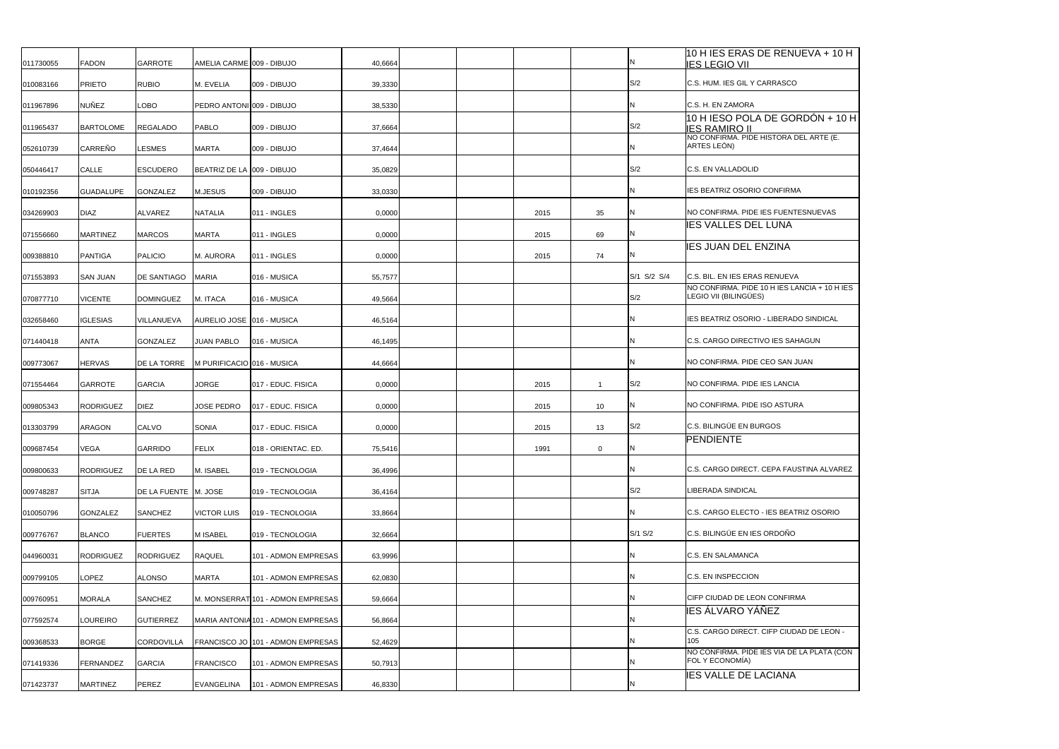| | | | | | | | | | | | |
|---|---|---|---|---|---|---|---|---|---|---|---|
| 011730055 | FADON | GARROTE | AMELIA CARME | 009 - DIBUJO | 40,6664 | | | | | N | 10 H IES ERAS DE RENUEVA + 10 H IES LEGIO VII |
| 010083166 | PRIETO | RUBIO | M. EVELIA | 009 - DIBUJO | 39,3330 | | | | | S/2 | C.S. HUM. IES GIL Y CARRASCO |
| 011967896 | NUÑEZ | LOBO | PEDRO ANTONI | 009 - DIBUJO | 38,5330 | | | | | N | C.S. H. EN ZAMORA |
| 011965437 | BARTOLOME | REGALADO | PABLO | 009 - DIBUJO | 37,6664 | | | | | S/2 | 10 H IESO POLA DE GORDÓN + 10 H IES RAMIRO II |
| 052610739 | CARREÑO | LESMES | MARTA | 009 - DIBUJO | 37,4644 | | | | | N | NO CONFIRMA. PIDE HISTORA DEL ARTE (E. ARTES LEÓN) |
| 050446417 | CALLE | ESCUDERO | BEATRIZ DE LA | 009 - DIBUJO | 35,0829 | | | | | S/2 | C.S. EN VALLADOLID |
| 010192356 | GUADALUPE | GONZALEZ | M.JESUS | 009 - DIBUJO | 33,0330 | | | | | N | IES BEATRIZ OSORIO CONFIRMA |
| 034269903 | DIAZ | ALVAREZ | NATALIA | 011 - INGLES | 0,0000 | | | 2015 | 35 | N | NO CONFIRMA. PIDE IES FUENTESNUEVAS |
| 071556660 | MARTINEZ | MARCOS | MARTA | 011 - INGLES | 0,0000 | | | 2015 | 69 | N | IES VALLES DEL LUNA |
| 009388810 | PANTIGA | PALICIO | M. AURORA | 011 - INGLES | 0,0000 | | | 2015 | 74 | N | IES JUAN DEL ENZINA |
| 071553893 | SAN JUAN | DE SANTIAGO | MARIA | 016 - MUSICA | 55,7577 | | | | | S/1 S/2 S/4 | C.S. BIL. EN IES ERAS RENUEVA |
| 070877710 | VICENTE | DOMINGUEZ | M. ITACA | 016 - MUSICA | 49,5664 | | | | | S/2 | NO CONFIRMA. PIDE 10 H IES LANCIA + 10 H IES LEGIO VII (BILINGÜES) |
| 032658460 | IGLESIAS | VILLANUEVA | AURELIO JOSE | 016 - MUSICA | 46,5164 | | | | | N | IES BEATRIZ OSORIO - LIBERADO SINDICAL |
| 071440418 | ANTA | GONZALEZ | JUAN PABLO | 016 - MUSICA | 46,1495 | | | | | N | C.S. CARGO DIRECTIVO IES SAHAGUN |
| 009773067 | HERVAS | DE LA TORRE | M PURIFICACIO | 016 - MUSICA | 44,6664 | | | | | N | NO CONFIRMA. PIDE CEO SAN JUAN |
| 071554464 | GARROTE | GARCIA | JORGE | 017 - EDUC. FISICA | 0,0000 | | | 2015 | 1 | S/2 | NO CONFIRMA. PIDE IES LANCIA |
| 009805343 | RODRIGUEZ | DIEZ | JOSE PEDRO | 017 - EDUC. FISICA | 0,0000 | | | 2015 | 10 | N | NO CONFIRMA. PIDE ISO ASTURA |
| 013303799 | ARAGON | CALVO | SONIA | 017 - EDUC. FISICA | 0,0000 | | | 2015 | 13 | S/2 | C.S. BILINGÜE EN BURGOS |
| 009687454 | VEGA | GARRIDO | FELIX | 018 - ORIENTAC. ED. | 75,5416 | | | 1991 | 0 | N | PENDIENTE |
| 009800633 | RODRIGUEZ | DE LA RED | M. ISABEL | 019 - TECNOLOGIA | 36,4996 | | | | | N | C.S. CARGO DIRECT. CEPA FAUSTINA ALVAREZ |
| 009748287 | SITJA | DE LA FUENTE | M. JOSE | 019 - TECNOLOGIA | 36,4164 | | | | | S/2 | LIBERADA SINDICAL |
| 010050796 | GONZALEZ | SANCHEZ | VICTOR LUIS | 019 - TECNOLOGIA | 33,8664 | | | | | N | C.S. CARGO ELECTO - IES BEATRIZ OSORIO |
| 009776767 | BLANCO | FUERTES | M ISABEL | 019 - TECNOLOGIA | 32,6664 | | | | | S/1 S/2 | C.S. BILINGÜE EN IES ORDOÑO |
| 044960031 | RODRIGUEZ | RODRIGUEZ | RAQUEL | 101 - ADMON EMPRESAS | 63,9996 | | | | | N | C.S. EN SALAMANCA |
| 009799105 | LOPEZ | ALONSO | MARTA | 101 - ADMON EMPRESAS | 62,0830 | | | | | N | C.S. EN INSPECCION |
| 009760951 | MORALA | SANCHEZ | M. MONSERRAT | 101 - ADMON EMPRESAS | 59,6664 | | | | | N | CIFP CIUDAD DE LEON CONFIRMA |
| 077592574 | LOUREIRO | GUTIERREZ | MARIA ANTONIA | 101 - ADMON EMPRESAS | 56,8664 | | | | | N | IES ÁLVARO YÁÑEZ |
| 009368533 | BORGE | CORDOVILLA | FRANCISCO JO | 101 - ADMON EMPRESAS | 52,4629 | | | | | N | C.S. CARGO DIRECT. CIFP CIUDAD DE LEON - 105 |
| 071419336 | FERNANDEZ | GARCIA | FRANCISCO | 101 - ADMON EMPRESAS | 50,7913 | | | | | N | NO CONFIRMA. PIDE IES VIA DE LA PLATA (CON FOL Y ECONOMÍA) |
| 071423737 | MARTINEZ | PEREZ | EVANGELINA | 101 - ADMON EMPRESAS | 46,8330 | | | | | N | IES VALLE DE LACIANA |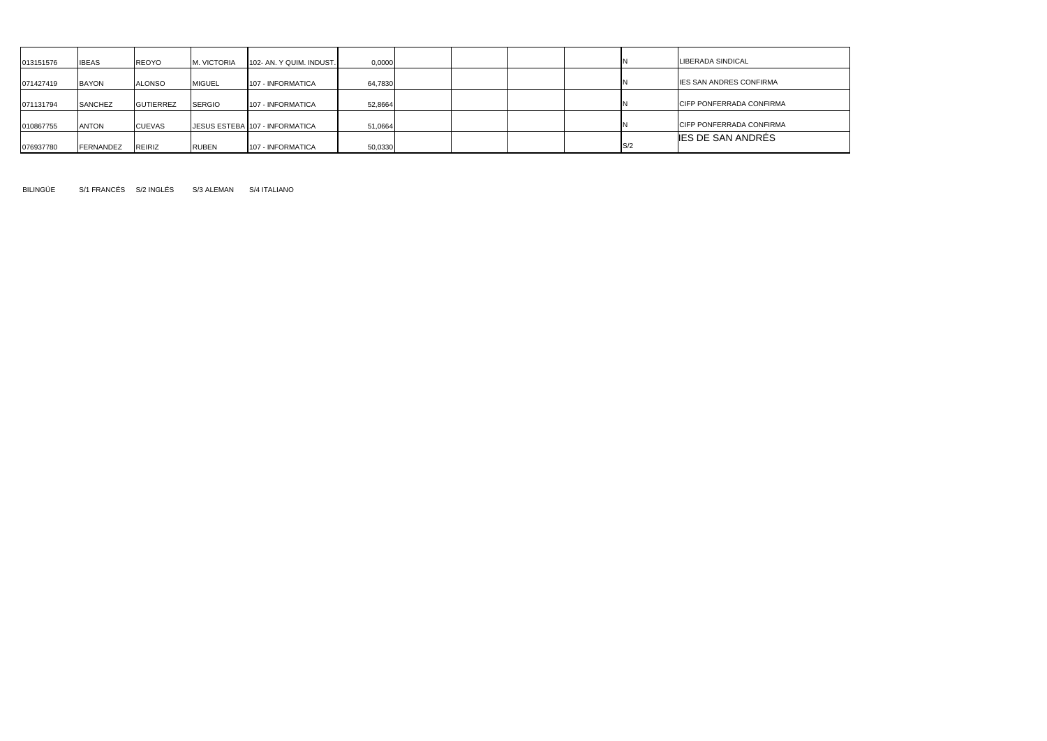| | | | | | | | | | | | |
|---|---|---|---|---|---|---|---|---|---|---|---|
| 013151576 | IBEAS | REOYO | M. VICTORIA | 102- AN. Y QUIM. INDUST. | 0,0000 | | | | | N | LIBERADA SINDICAL |
| 071427419 | BAYON | ALONSO | MIGUEL | 107 - INFORMATICA | 64,7830 | | | | | N | IES SAN ANDRES CONFIRMA |
| 071131794 | SANCHEZ | GUTIERREZ | SERGIO | 107 - INFORMATICA | 52,8664 | | | | | N | CIFP PONFERRADA CONFIRMA |
| 010867755 | ANTON | CUEVAS | JESUS ESTEBA | 107 - INFORMATICA | 51,0664 | | | | | N | CIFP PONFERRADA CONFIRMA |
| 076937780 | FERNANDEZ | REIRIZ | RUBEN | 107 - INFORMATICA | 50,0330 | | | | | S/2 | IES DE SAN ANDRÉS |

BILINGÜE S/1 FRANCÉS S/2 INGLÉS S/3 ALEMAN S/4 ITALIANO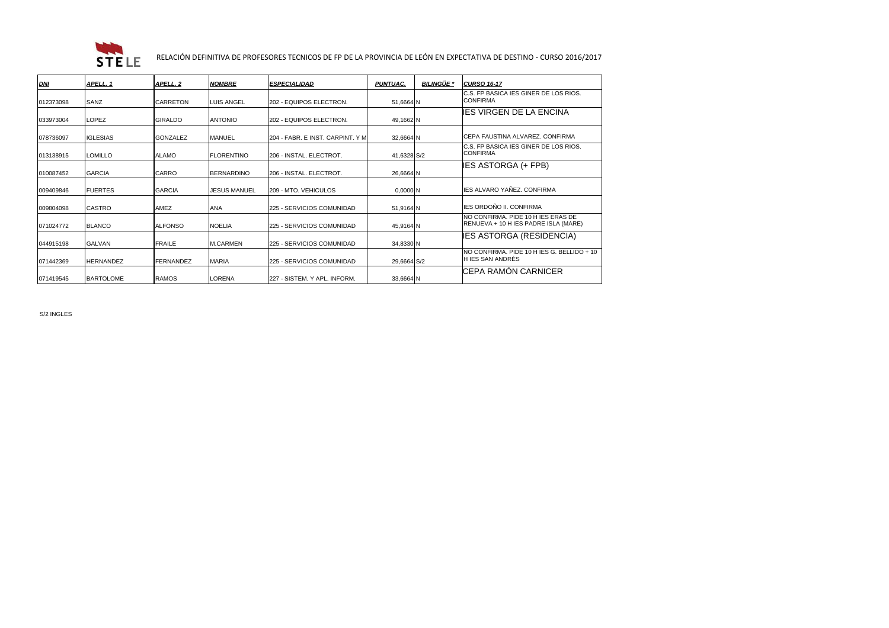STELE

RELACIÓN DEFINITIVA DE PROFESORES TECNICOS DE FP DE LA PROVINCIA DE LEÓN EN EXPECTATIVA DE DESTINO - CURSO 2016/2017

| DNI | APELL. 1 | APELL. 2 | NOMBRE | ESPECIALIDAD | PUNTUAC. | BILINGÜE * | CURSO 16-17 |
|---|---|---|---|---|---|---|---|
| 012373098 | SANZ | CARRETON | LUIS ANGEL | 202 - EQUIPOS ELECTRON. | 51,6664 | N | C.S. FP BASICA IES GINER DE LOS RIOS. CONFIRMA |
| 033973004 | LOPEZ | GIRALDO | ANTONIO | 202 - EQUIPOS ELECTRON. | 49,1662 | N | IES VIRGEN DE LA ENCINA |
| 078736097 | IGLESIAS | GONZALEZ | MANUEL | 204 - FABR. E INST. CARPINT. Y M | 32,6664 | N | CEPA FAUSTINA ALVAREZ. CONFIRMA |
| 013138915 | LOMILLO | ALAMO | FLORENTINO | 206 - INSTAL. ELECTROT. | 41,6328 | S/2 | C.S. FP BASICA IES GINER DE LOS RIOS. CONFIRMA |
| 010087452 | GARCIA | CARRO | BERNARDINO | 206 - INSTAL. ELECTROT. | 26,6664 | N | IES ASTORGA (+ FPB) |
| 009409846 | FUERTES | GARCIA | JESUS MANUEL | 209 - MTO. VEHICULOS | 0,0000 | N | IES ALVARO YAÑEZ. CONFIRMA |
| 009804098 | CASTRO | AMEZ | ANA | 225 - SERVICIOS COMUNIDAD | 51,9164 | N | IES ORDOÑO II. CONFIRMA |
| 071024772 | BLANCO | ALFONSO | NOELIA | 225 - SERVICIOS COMUNIDAD | 45,9164 | N | NO CONFIRMA. PIDE 10 H IES ERAS DE RENUEVA + 10 H IES PADRE ISLA (MARE) |
| 044915198 | GALVAN | FRAILE | M.CARMEN | 225 - SERVICIOS COMUNIDAD | 34,8330 | N | IES ASTORGA (RESIDENCIA) |
| 071442369 | HERNANDEZ | FERNANDEZ | MARIA | 225 - SERVICIOS COMUNIDAD | 29,6664 | S/2 | NO CONFIRMA. PIDE 10 H IES G. BELLIDO + 10 H IES SAN ANDRÉS |
| 071419545 | BARTOLOME | RAMOS | LORENA | 227 - SISTEM. Y APL. INFORM. | 33,6664 | N | CEPA RAMÓN CARNICER |

S/2 INGLES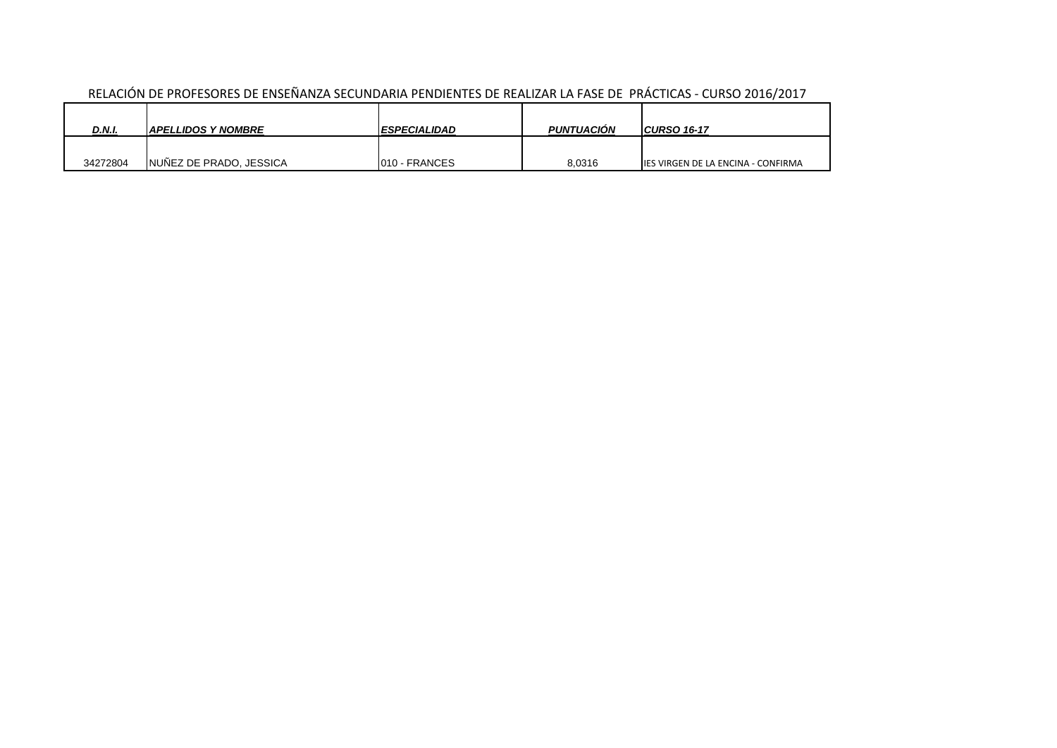RELACIÓN DE PROFESORES DE ENSEÑANZA SECUNDARIA PENDIENTES DE REALIZAR LA FASE DE PRÁCTICAS - CURSO 2016/2017

| *D.N.I.* | *APELLIDOS Y NOMBRE* | *ESPECIALIDAD* | *PUNTUACIÓN* | *CURSO 16-17* |
| --- | --- | --- | --- | --- |
| 34272804 | NUÑEZ DE PRADO, JESSICA | 010 - FRANCES | 8,0316 | IES VIRGEN DE LA ENCINA - CONFIRMA |